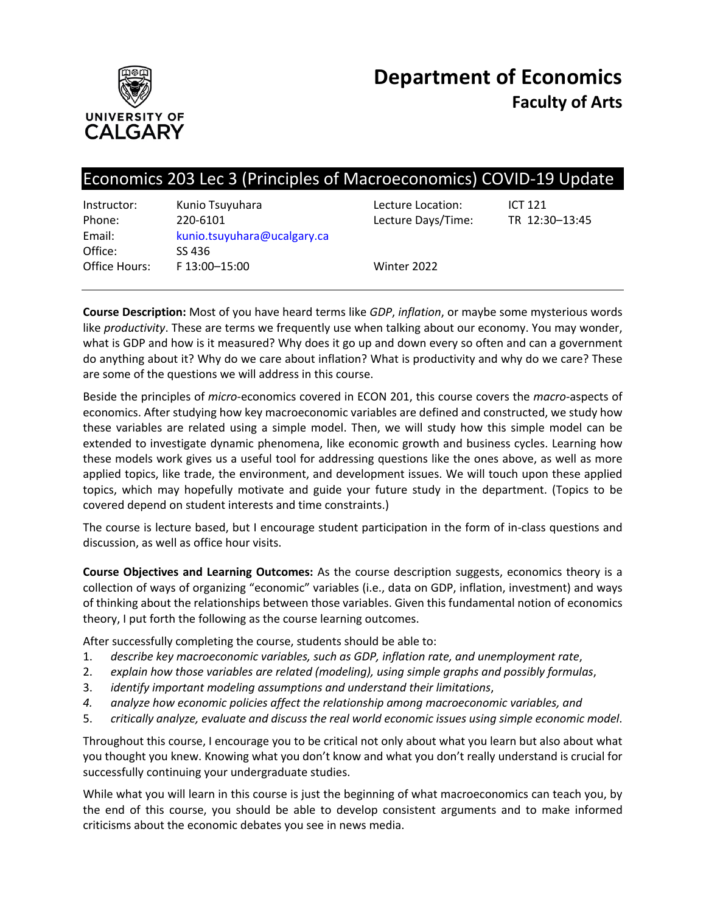# Department of Economics
## Faculty of Arts

## Economics 203 Lec 3 (Principles of Macroeconomics) COVID-19 Update

| | | | |
|---|---|---|---|
| Instructor: | Kunio Tsuyuhara | Lecture Location: | ICT 121 |
| Phone: | 220-6101 | Lecture Days/Time: | TR 12:30–13:45 |
| Email: | kunio.tsuyuhara@ucalgary.ca | | |
| Office: | SS 436 | | |
| Office Hours: | F 13:00–15:00 | Winter 2022 | |

**Course Description:** Most of you have heard terms like *GDP*, *inflation*, or maybe some mysterious words like *productivity*. These are terms we frequently use when talking about our economy. You may wonder, what is GDP and how is it measured? Why does it go up and down every so often and can a government do anything about it? Why do we care about inflation? What is productivity and why do we care? These are some of the questions we will address in this course.

Beside the principles of *micro*-economics covered in ECON 201, this course covers the *macro*-aspects of economics. After studying how key macroeconomic variables are defined and constructed, we study how these variables are related using a simple model. Then, we will study how this simple model can be extended to investigate dynamic phenomena, like economic growth and business cycles. Learning how these models work gives us a useful tool for addressing questions like the ones above, as well as more applied topics, like trade, the environment, and development issues. We will touch upon these applied topics, which may hopefully motivate and guide your future study in the department. (Topics to be covered depend on student interests and time constraints.)

The course is lecture based, but I encourage student participation in the form of in-class questions and discussion, as well as office hour visits.

**Course Objectives and Learning Outcomes:** As the course description suggests, economics theory is a collection of ways of organizing "economic" variables (i.e., data on GDP, inflation, investment) and ways of thinking about the relationships between those variables. Given this fundamental notion of economics theory, I put forth the following as the course learning outcomes.

After successfully completing the course, students should be able to:

1. *describe key macroeconomic variables, such as GDP, inflation rate, and unemployment rate*,
2. *explain how those variables are related (modeling), using simple graphs and possibly formulas*,
3. *identify important modeling assumptions and understand their limitations*,
4. *analyze how economic policies affect the relationship among macroeconomic variables, and*
5. *critically analyze, evaluate and discuss the real world economic issues using simple economic model*.

Throughout this course, I encourage you to be critical not only about what you learn but also about what you thought you knew. Knowing what you don't know and what you don't really understand is crucial for successfully continuing your undergraduate studies.

While what you will learn in this course is just the beginning of what macroeconomics can teach you, by the end of this course, you should be able to develop consistent arguments and to make informed criticisms about the economic debates you see in news media.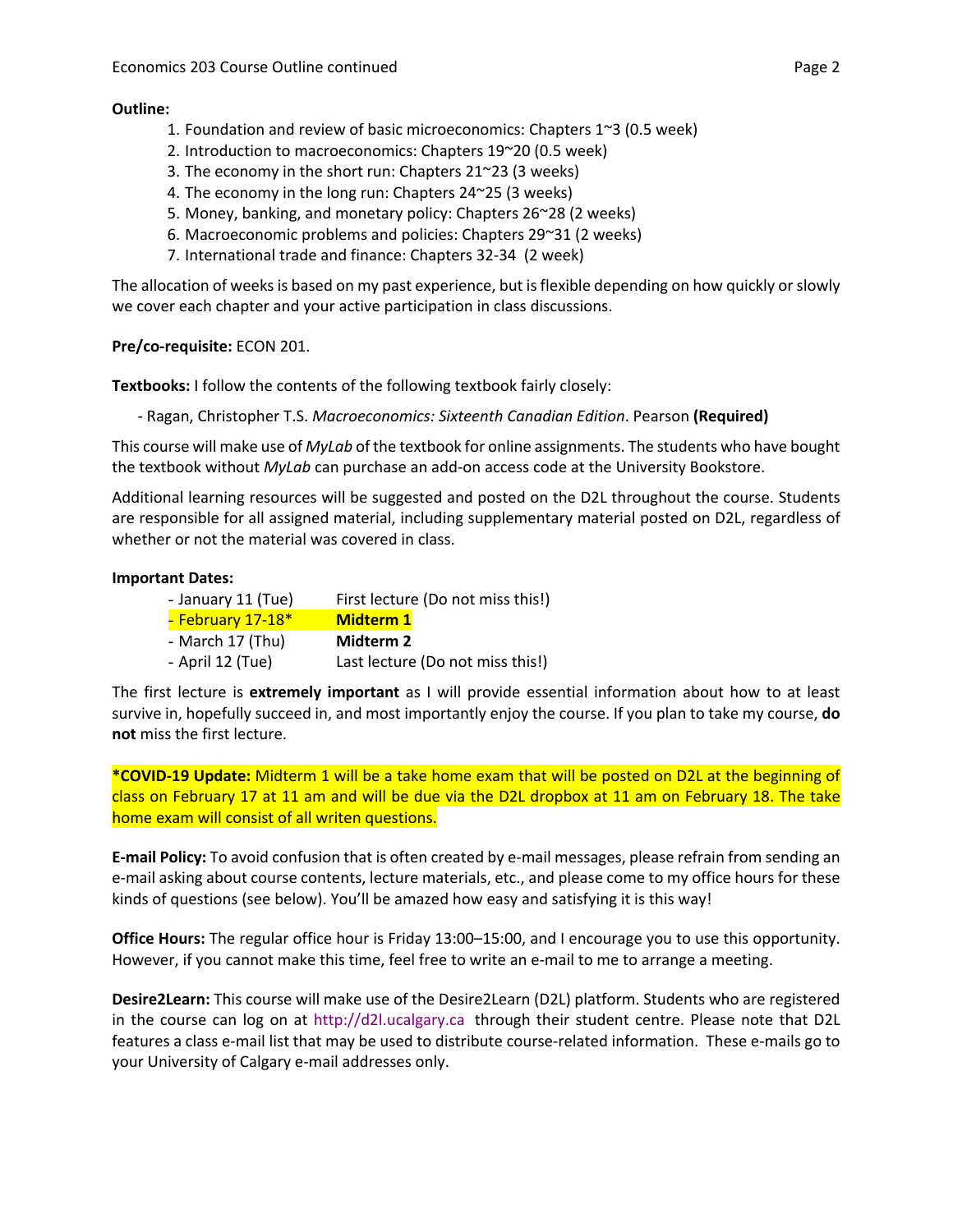**Outline:**

1. Foundation and review of basic microeconomics: Chapters 1~3 (0.5 week)
2. Introduction to macroeconomics: Chapters 19~20 (0.5 week)
3. The economy in the short run: Chapters 21~23 (3 weeks)
4. The economy in the long run: Chapters 24~25 (3 weeks)
5. Money, banking, and monetary policy: Chapters 26~28 (2 weeks)
6. Macroeconomic problems and policies: Chapters 29~31 (2 weeks)
7. International trade and finance: Chapters 32-34 (2 week)

The allocation of weeks is based on my past experience, but is flexible depending on how quickly or slowly we cover each chapter and your active participation in class discussions.

**Pre/co-requisite:** ECON 201.

**Textbooks:** I follow the contents of the following textbook fairly closely:

- Ragan, Christopher T.S. *Macroeconomics: Sixteenth Canadian Edition*. Pearson **(Required)**

This course will make use of *MyLab* of the textbook for online assignments. The students who have bought the textbook without *MyLab* can purchase an add-on access code at the University Bookstore.

Additional learning resources will be suggested and posted on the D2L throughout the course. Students are responsible for all assigned material, including supplementary material posted on D2L, regardless of whether or not the material was covered in class.

**Important Dates:**

- January 11 (Tue) First lecture (Do not miss this!)
- February 17-18* **Midterm 1**
- March 17 (Thu) **Midterm 2**
- April 12 (Tue) Last lecture (Do not miss this!)

The first lecture is **extremely important** as I will provide essential information about how to at least survive in, hopefully succeed in, and most importantly enjoy the course. If you plan to take my course, **do not** miss the first lecture.

***COVID-19 Update:** Midterm 1 will be a take home exam that will be posted on D2L at the beginning of class on February 17 at 11 am and will be due via the D2L dropbox at 11 am on February 18. The take home exam will consist of all writen questions.

**E-mail Policy:** To avoid confusion that is often created by e-mail messages, please refrain from sending an e-mail asking about course contents, lecture materials, etc., and please come to my office hours for these kinds of questions (see below). You'll be amazed how easy and satisfying it is this way!

**Office Hours:** The regular office hour is Friday 13:00–15:00, and I encourage you to use this opportunity. However, if you cannot make this time, feel free to write an e-mail to me to arrange a meeting.

**Desire2Learn:** This course will make use of the Desire2Learn (D2L) platform. Students who are registered in the course can log on at http://d2l.ucalgary.ca through their student centre. Please note that D2L features a class e-mail list that may be used to distribute course-related information. These e-mails go to your University of Calgary e-mail addresses only.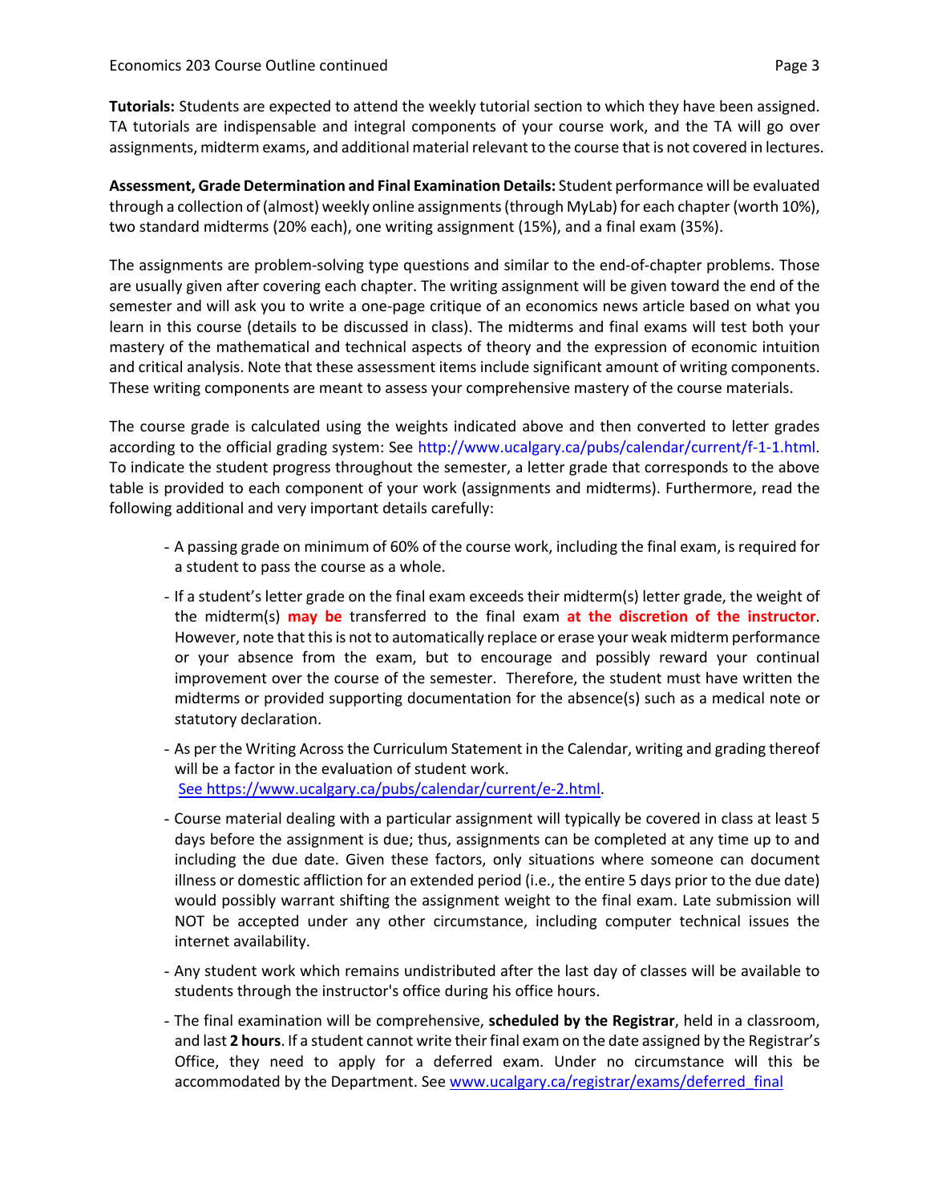**Tutorials:** Students are expected to attend the weekly tutorial section to which they have been assigned. TA tutorials are indispensable and integral components of your course work, and the TA will go over assignments, midterm exams, and additional material relevant to the course that is not covered in lectures.

**Assessment, Grade Determination and Final Examination Details:** Student performance will be evaluated through a collection of (almost) weekly online assignments (through MyLab) for each chapter (worth 10%), two standard midterms (20% each), one writing assignment (15%), and a final exam (35%).

The assignments are problem-solving type questions and similar to the end-of-chapter problems. Those are usually given after covering each chapter. The writing assignment will be given toward the end of the semester and will ask you to write a one-page critique of an economics news article based on what you learn in this course (details to be discussed in class). The midterms and final exams will test both your mastery of the mathematical and technical aspects of theory and the expression of economic intuition and critical analysis. Note that these assessment items include significant amount of writing components. These writing components are meant to assess your comprehensive mastery of the course materials.

The course grade is calculated using the weights indicated above and then converted to letter grades according to the official grading system: See http://www.ucalgary.ca/pubs/calendar/current/f-1-1.html. To indicate the student progress throughout the semester, a letter grade that corresponds to the above table is provided to each component of your work (assignments and midterms). Furthermore, read the following additional and very important details carefully:

- A passing grade on minimum of 60% of the course work, including the final exam, is required for a student to pass the course as a whole.
- If a student's letter grade on the final exam exceeds their midterm(s) letter grade, the weight of the midterm(s) **may be** transferred to the final exam **at the discretion of the instructor**. However, note that this is not to automatically replace or erase your weak midterm performance or your absence from the exam, but to encourage and possibly reward your continual improvement over the course of the semester. Therefore, the student must have written the midterms or provided supporting documentation for the absence(s) such as a medical note or statutory declaration.
- As per the Writing Across the Curriculum Statement in the Calendar, writing and grading thereof will be a factor in the evaluation of student work. See https://www.ucalgary.ca/pubs/calendar/current/e-2.html.
- Course material dealing with a particular assignment will typically be covered in class at least 5 days before the assignment is due; thus, assignments can be completed at any time up to and including the due date. Given these factors, only situations where someone can document illness or domestic affliction for an extended period (i.e., the entire 5 days prior to the due date) would possibly warrant shifting the assignment weight to the final exam. Late submission will NOT be accepted under any other circumstance, including computer technical issues the internet availability.
- Any student work which remains undistributed after the last day of classes will be available to students through the instructor's office during his office hours.
- The final examination will be comprehensive, **scheduled by the Registrar**, held in a classroom, and last **2 hours**. If a student cannot write their final exam on the date assigned by the Registrar's Office, they need to apply for a deferred exam. Under no circumstance will this be accommodated by the Department. See www.ucalgary.ca/registrar/exams/deferred_final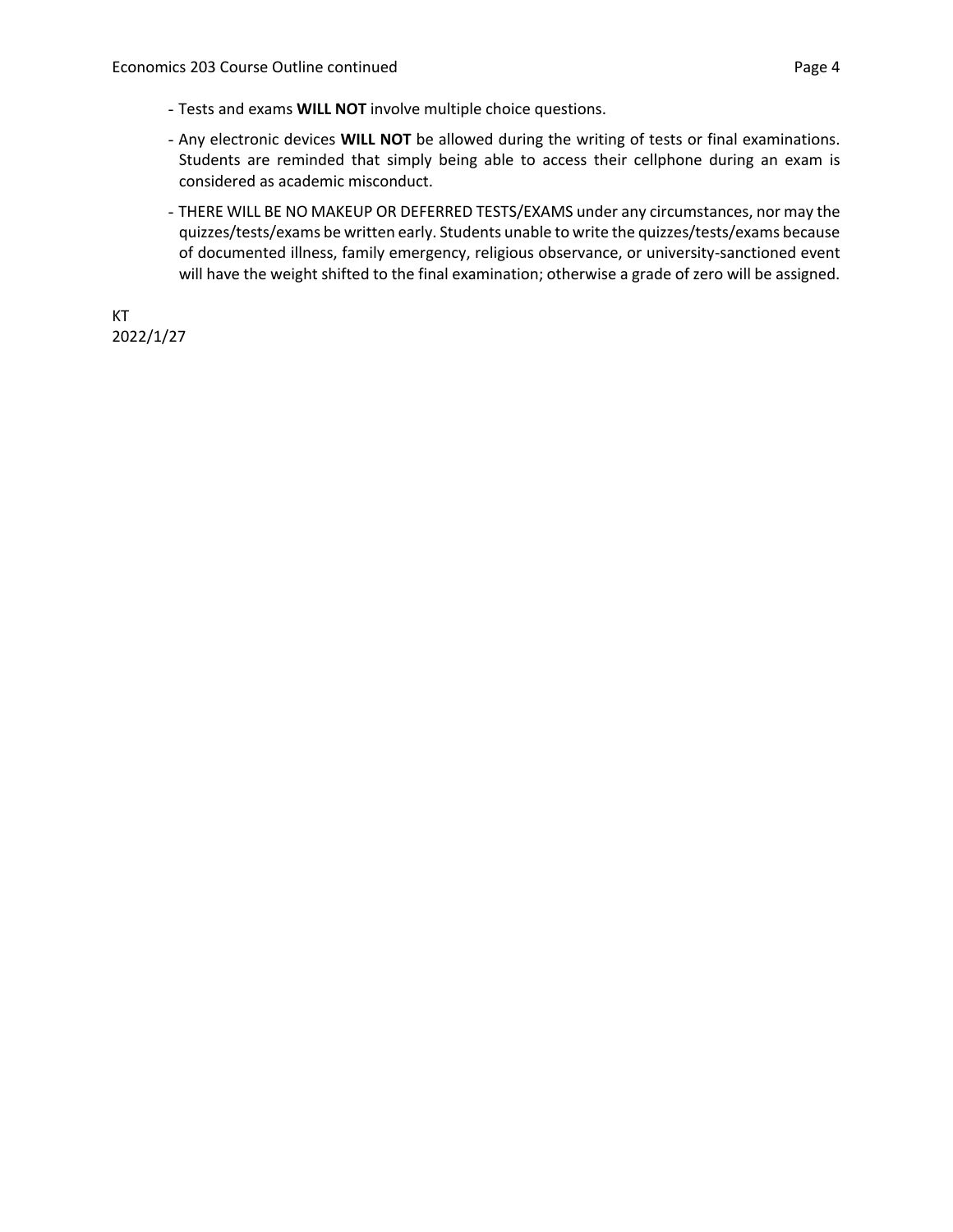- Tests and exams **WILL NOT** involve multiple choice questions.
- Any electronic devices **WILL NOT** be allowed during the writing of tests or final examinations. Students are reminded that simply being able to access their cellphone during an exam is considered as academic misconduct.
- THERE WILL BE NO MAKEUP OR DEFERRED TESTS/EXAMS under any circumstances, nor may the quizzes/tests/exams be written early. Students unable to write the quizzes/tests/exams because of documented illness, family emergency, religious observance, or university-sanctioned event will have the weight shifted to the final examination; otherwise a grade of zero will be assigned.

KT
2022/1/27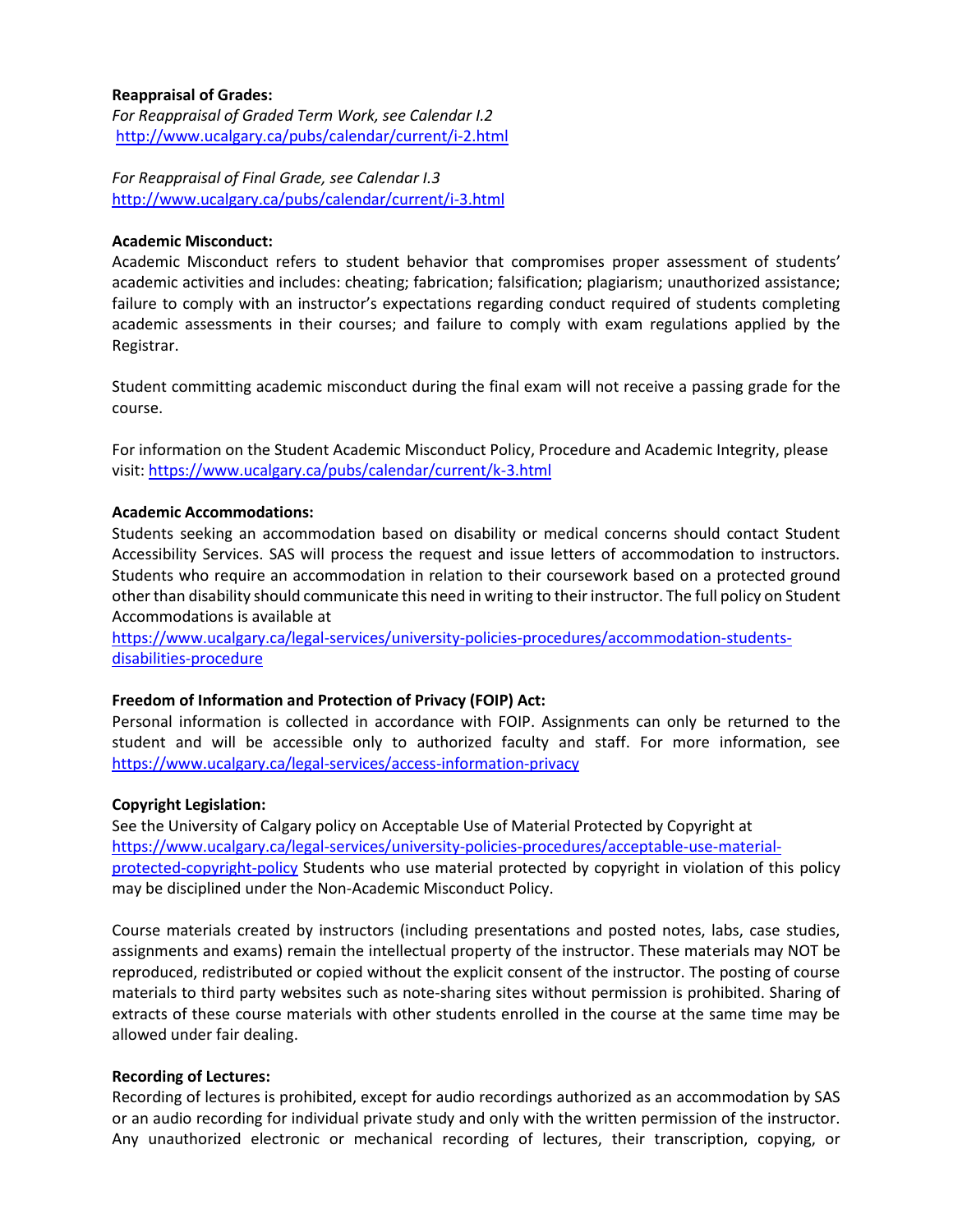**Reappraisal of Grades:**
*For Reappraisal of Graded Term Work, see Calendar I.2*
http://www.ucalgary.ca/pubs/calendar/current/i-2.html

*For Reappraisal of Final Grade, see Calendar I.3*
http://www.ucalgary.ca/pubs/calendar/current/i-3.html

**Academic Misconduct:**
Academic Misconduct refers to student behavior that compromises proper assessment of students' academic activities and includes: cheating; fabrication; falsification; plagiarism; unauthorized assistance; failure to comply with an instructor's expectations regarding conduct required of students completing academic assessments in their courses; and failure to comply with exam regulations applied by the Registrar.

Student committing academic misconduct during the final exam will not receive a passing grade for the course.

For information on the Student Academic Misconduct Policy, Procedure and Academic Integrity, please visit: https://www.ucalgary.ca/pubs/calendar/current/k-3.html

**Academic Accommodations:**
Students seeking an accommodation based on disability or medical concerns should contact Student Accessibility Services. SAS will process the request and issue letters of accommodation to instructors. Students who require an accommodation in relation to their coursework based on a protected ground other than disability should communicate this need in writing to their instructor. The full policy on Student Accommodations is available at
https://www.ucalgary.ca/legal-services/university-policies-procedures/accommodation-students-disabilities-procedure

**Freedom of Information and Protection of Privacy (FOIP) Act:**
Personal information is collected in accordance with FOIP. Assignments can only be returned to the student and will be accessible only to authorized faculty and staff. For more information, see https://www.ucalgary.ca/legal-services/access-information-privacy

**Copyright Legislation:**
See the University of Calgary policy on Acceptable Use of Material Protected by Copyright at https://www.ucalgary.ca/legal-services/university-policies-procedures/acceptable-use-material-protected-copyright-policy Students who use material protected by copyright in violation of this policy may be disciplined under the Non-Academic Misconduct Policy.

Course materials created by instructors (including presentations and posted notes, labs, case studies, assignments and exams) remain the intellectual property of the instructor. These materials may NOT be reproduced, redistributed or copied without the explicit consent of the instructor. The posting of course materials to third party websites such as note-sharing sites without permission is prohibited. Sharing of extracts of these course materials with other students enrolled in the course at the same time may be allowed under fair dealing.

**Recording of Lectures:**
Recording of lectures is prohibited, except for audio recordings authorized as an accommodation by SAS or an audio recording for individual private study and only with the written permission of the instructor. Any unauthorized electronic or mechanical recording of lectures, their transcription, copying, or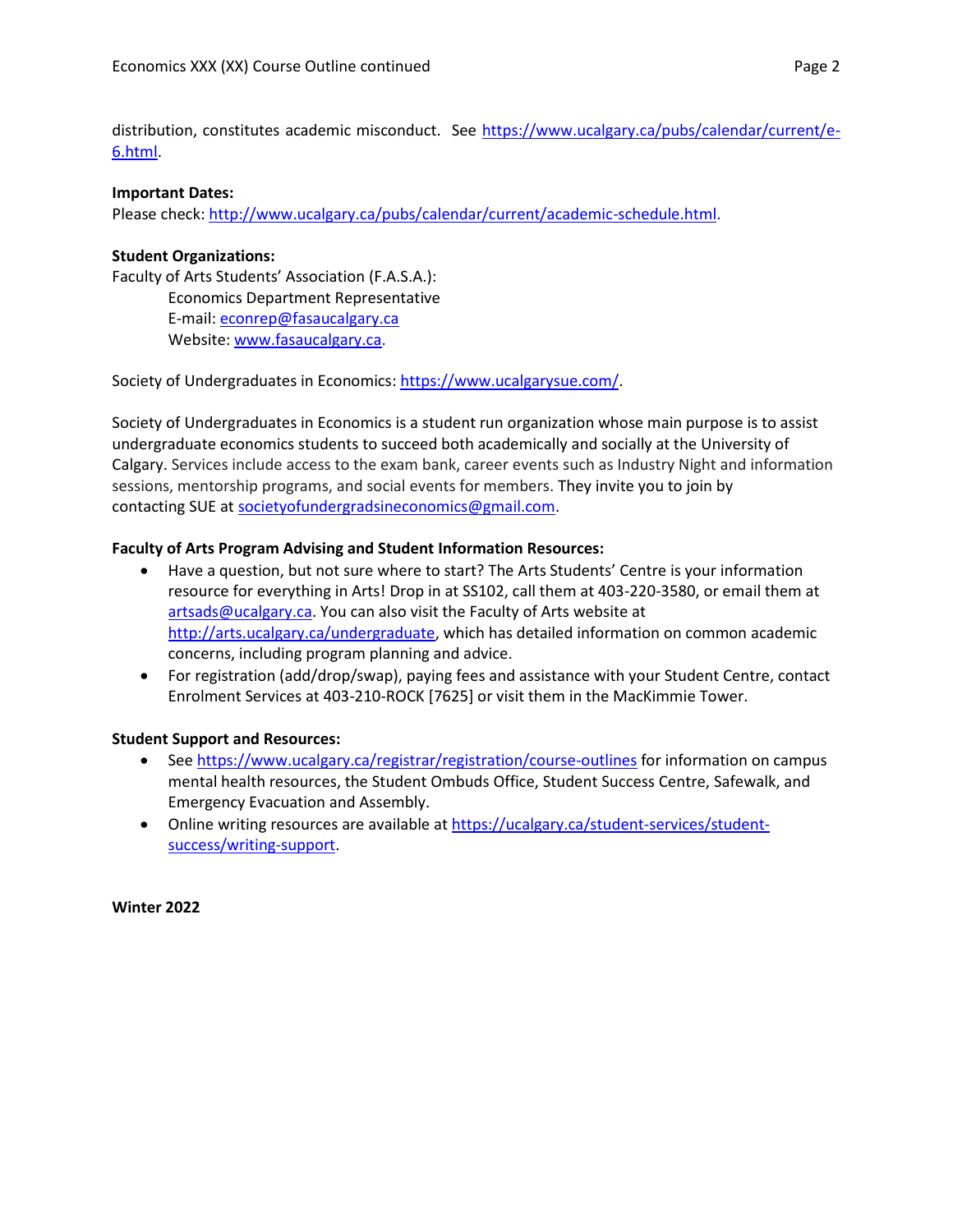distribution, constitutes academic misconduct. See https://www.ucalgary.ca/pubs/calendar/current/e-6.html.

**Important Dates:**
Please check: http://www.ucalgary.ca/pubs/calendar/current/academic-schedule.html.

**Student Organizations:**
Faculty of Arts Students' Association (F.A.S.A.):
    Economics Department Representative
    E-mail: econrep@fasaucalgary.ca
    Website: www.fasaucalgary.ca.

Society of Undergraduates in Economics: https://www.ucalgarysue.com/.

Society of Undergraduates in Economics is a student run organization whose main purpose is to assist undergraduate economics students to succeed both academically and socially at the University of Calgary. Services include access to the exam bank, career events such as Industry Night and information sessions, mentorship programs, and social events for members. They invite you to join by contacting SUE at societyofundergradsineconomics@gmail.com.

**Faculty of Arts Program Advising and Student Information Resources:**

- Have a question, but not sure where to start? The Arts Students' Centre is your information resource for everything in Arts! Drop in at SS102, call them at 403-220-3580, or email them at artsads@ucalgary.ca. You can also visit the Faculty of Arts website at http://arts.ucalgary.ca/undergraduate, which has detailed information on common academic concerns, including program planning and advice.
- For registration (add/drop/swap), paying fees and assistance with your Student Centre, contact Enrolment Services at 403-210-ROCK [7625] or visit them in the MacKimmie Tower.

**Student Support and Resources:**

- See https://www.ucalgary.ca/registrar/registration/course-outlines for information on campus mental health resources, the Student Ombuds Office, Student Success Centre, Safewalk, and Emergency Evacuation and Assembly.
- Online writing resources are available at https://ucalgary.ca/student-services/student-success/writing-support.

**Winter 2022**